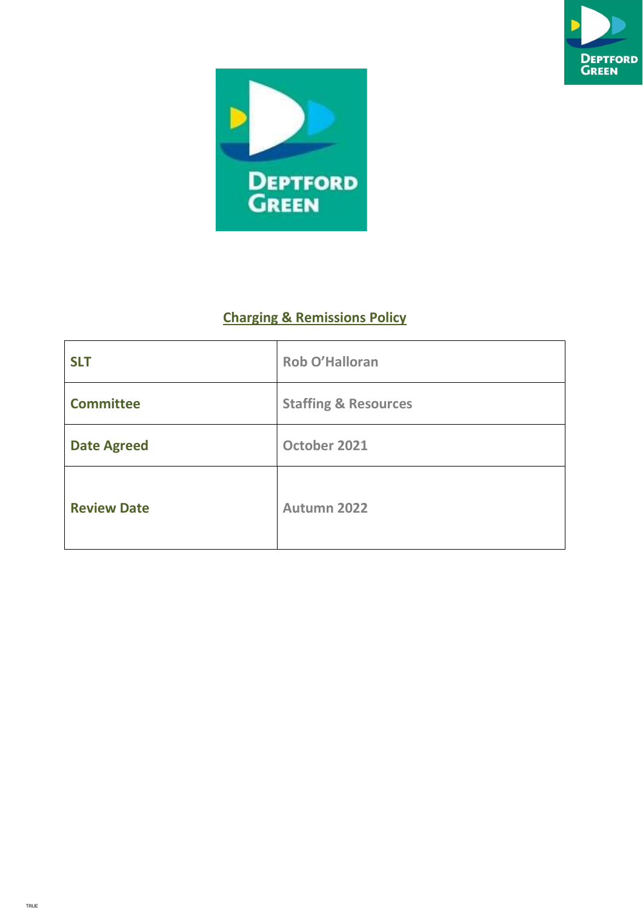# Charging & Remissions Policy

| SLT | Rob O'Halloran |
|---|---|
| Committee | Staffing & Resources |
| Date Agreed | October 2021 |
| Review Date | Autumn 2022 |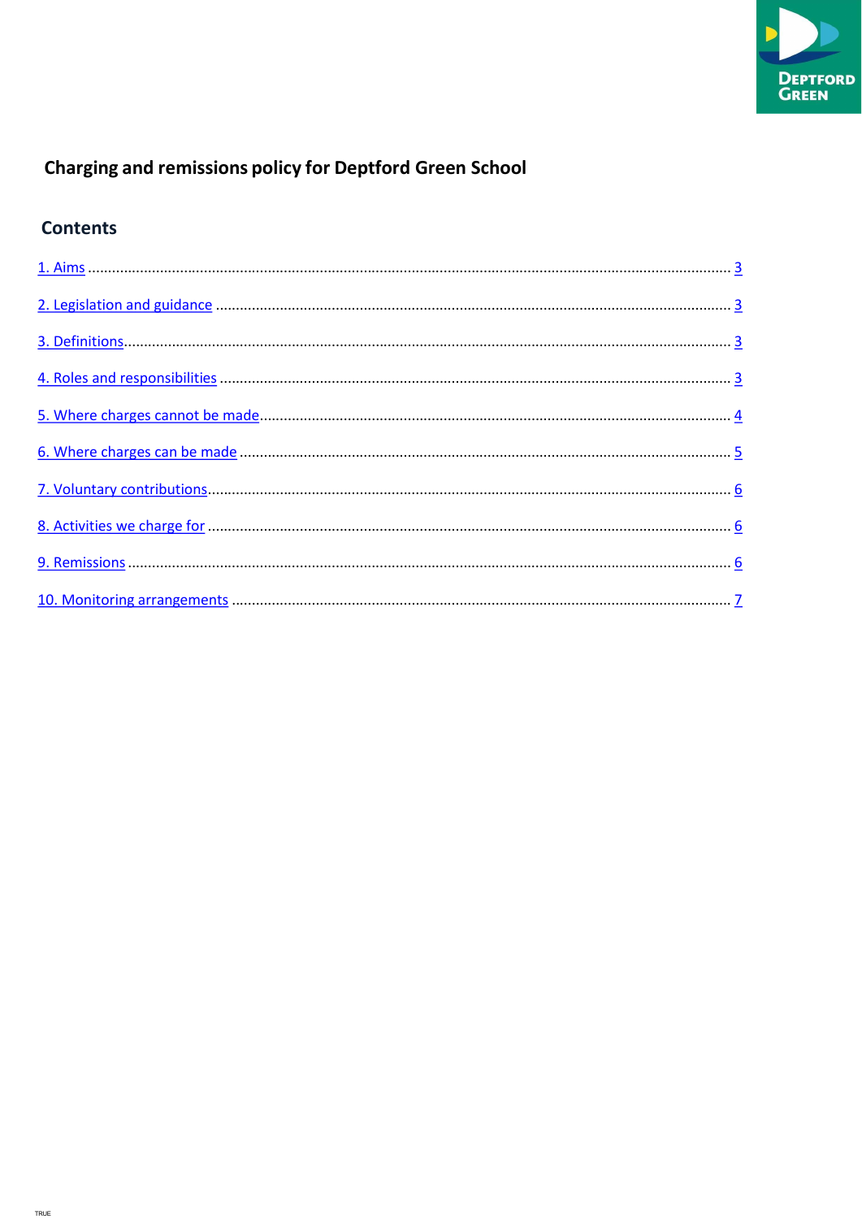# Charging and remissions policy for Deptford Green School

## Contents

1. Aims ........................................................ 3

2. Legislation and guidance ........................................ 3

3. Definitions ..................................................... 3

4. Roles and responsibilities ...................................... 3

5. Where charges cannot be made .................................... 4

6. Where charges can be made ....................................... 5

7. Voluntary contributions ......................................... 6

8. Activities we charge for ........................................ 6

9. Remissions ...................................................... 6

10. Monitoring arrangements ........................................ 7

TRUE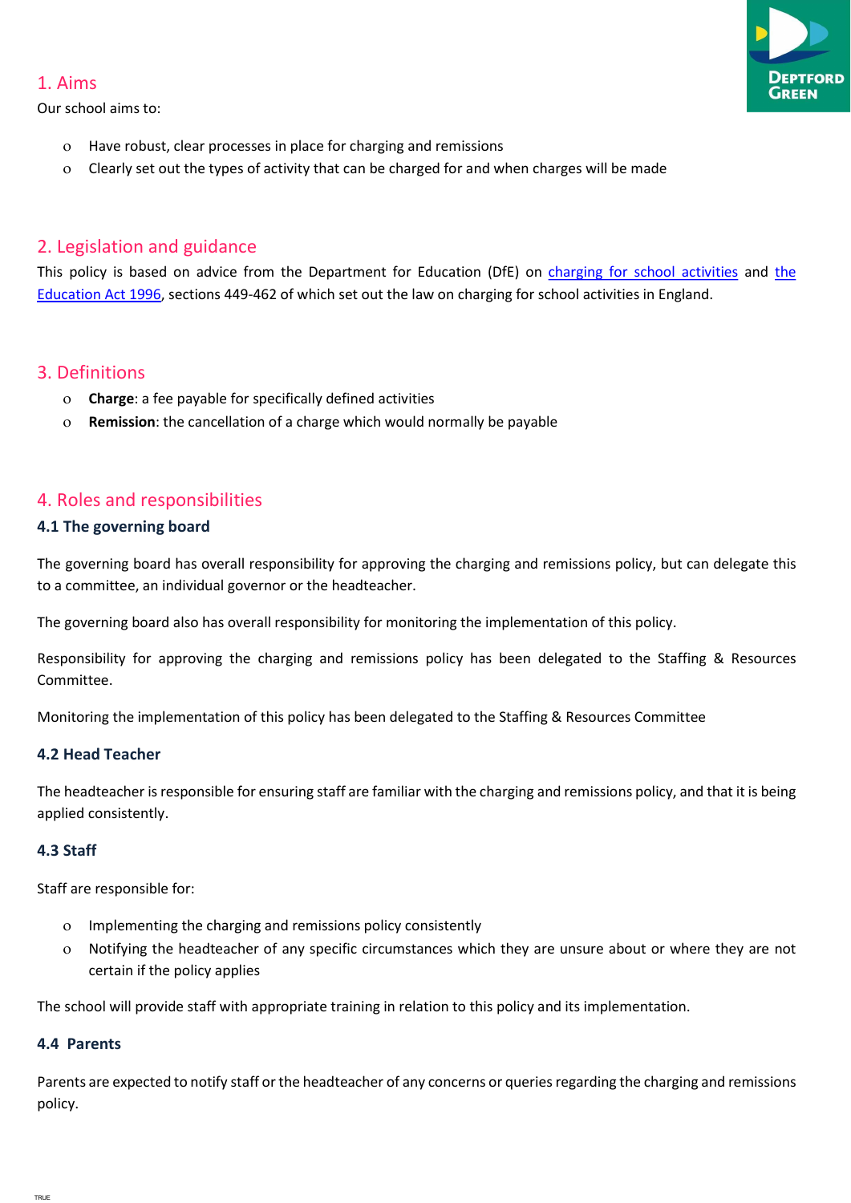## 1. Aims

Our school aims to:

- Have robust, clear processes in place for charging and remissions
- Clearly set out the types of activity that can be charged for and when charges will be made

## 2. Legislation and guidance

This policy is based on advice from the Department for Education (DfE) on charging for school activities and the Education Act 1996, sections 449-462 of which set out the law on charging for school activities in England.

## 3. Definitions

- **Charge**: a fee payable for specifically defined activities
- **Remission**: the cancellation of a charge which would normally be payable

## 4. Roles and responsibilities

### 4.1 The governing board

The governing board has overall responsibility for approving the charging and remissions policy, but can delegate this to a committee, an individual governor or the headteacher.

The governing board also has overall responsibility for monitoring the implementation of this policy.

Responsibility for approving the charging and remissions policy has been delegated to the Staffing & Resources Committee.

Monitoring the implementation of this policy has been delegated to the Staffing & Resources Committee

### 4.2 Head Teacher

The headteacher is responsible for ensuring staff are familiar with the charging and remissions policy, and that it is being applied consistently.

### 4.3 Staff

Staff are responsible for:

- Implementing the charging and remissions policy consistently
- Notifying the headteacher of any specific circumstances which they are unsure about or where they are not certain if the policy applies

The school will provide staff with appropriate training in relation to this policy and its implementation.

### 4.4 Parents

Parents are expected to notify staff or the headteacher of any concerns or queries regarding the charging and remissions policy.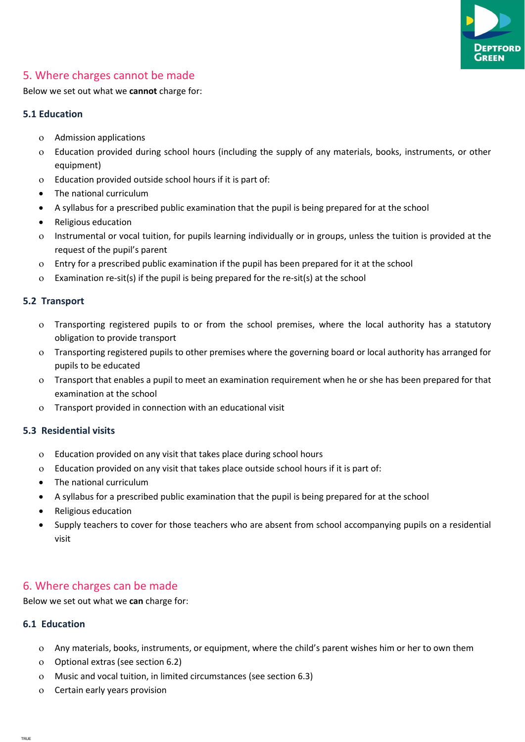## 5. Where charges cannot be made

Below we set out what we **cannot** charge for:

### 5.1 Education

- Admission applications
- Education provided during school hours (including the supply of any materials, books, instruments, or other equipment)
- Education provided outside school hours if it is part of:
  - The national curriculum
  - A syllabus for a prescribed public examination that the pupil is being prepared for at the school
  - Religious education
- Instrumental or vocal tuition, for pupils learning individually or in groups, unless the tuition is provided at the request of the pupil's parent
- Entry for a prescribed public examination if the pupil has been prepared for it at the school
- Examination re-sit(s) if the pupil is being prepared for the re-sit(s) at the school

### 5.2 Transport

- Transporting registered pupils to or from the school premises, where the local authority has a statutory obligation to provide transport
- Transporting registered pupils to other premises where the governing board or local authority has arranged for pupils to be educated
- Transport that enables a pupil to meet an examination requirement when he or she has been prepared for that examination at the school
- Transport provided in connection with an educational visit

### 5.3 Residential visits

- Education provided on any visit that takes place during school hours
- Education provided on any visit that takes place outside school hours if it is part of:
  - The national curriculum
  - A syllabus for a prescribed public examination that the pupil is being prepared for at the school
  - Religious education
  - Supply teachers to cover for those teachers who are absent from school accompanying pupils on a residential visit

## 6. Where charges can be made

Below we set out what we **can** charge for:

### 6.1 Education

- Any materials, books, instruments, or equipment, where the child's parent wishes him or her to own them
- Optional extras (see section 6.2)
- Music and vocal tuition, in limited circumstances (see section 6.3)
- Certain early years provision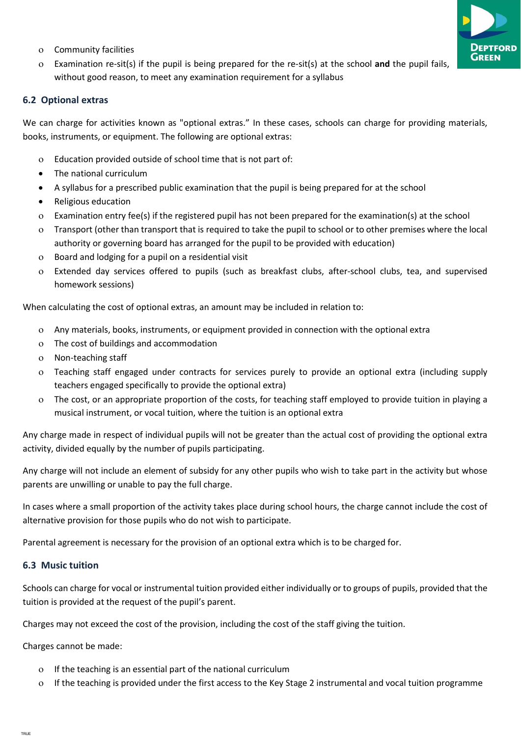- Community facilities
- Examination re-sit(s) if the pupil is being prepared for the re-sit(s) at the school **and** the pupil fails, without good reason, to meet any examination requirement for a syllabus

### 6.2 Optional extras

We can charge for activities known as "optional extras." In these cases, schools can charge for providing materials, books, instruments, or equipment. The following are optional extras:

- Education provided outside of school time that is not part of:
  - The national curriculum
  - A syllabus for a prescribed public examination that the pupil is being prepared for at the school
  - Religious education
- Examination entry fee(s) if the registered pupil has not been prepared for the examination(s) at the school
- Transport (other than transport that is required to take the pupil to school or to other premises where the local authority or governing board has arranged for the pupil to be provided with education)
- Board and lodging for a pupil on a residential visit
- Extended day services offered to pupils (such as breakfast clubs, after-school clubs, tea, and supervised homework sessions)

When calculating the cost of optional extras, an amount may be included in relation to:

- Any materials, books, instruments, or equipment provided in connection with the optional extra
- The cost of buildings and accommodation
- Non-teaching staff
- Teaching staff engaged under contracts for services purely to provide an optional extra (including supply teachers engaged specifically to provide the optional extra)
- The cost, or an appropriate proportion of the costs, for teaching staff employed to provide tuition in playing a musical instrument, or vocal tuition, where the tuition is an optional extra

Any charge made in respect of individual pupils will not be greater than the actual cost of providing the optional extra activity, divided equally by the number of pupils participating.

Any charge will not include an element of subsidy for any other pupils who wish to take part in the activity but whose parents are unwilling or unable to pay the full charge.

In cases where a small proportion of the activity takes place during school hours, the charge cannot include the cost of alternative provision for those pupils who do not wish to participate.

Parental agreement is necessary for the provision of an optional extra which is to be charged for.

### 6.3 Music tuition

Schools can charge for vocal or instrumental tuition provided either individually or to groups of pupils, provided that the tuition is provided at the request of the pupil's parent.

Charges may not exceed the cost of the provision, including the cost of the staff giving the tuition.

Charges cannot be made:

- If the teaching is an essential part of the national curriculum
- If the teaching is provided under the first access to the Key Stage 2 instrumental and vocal tuition programme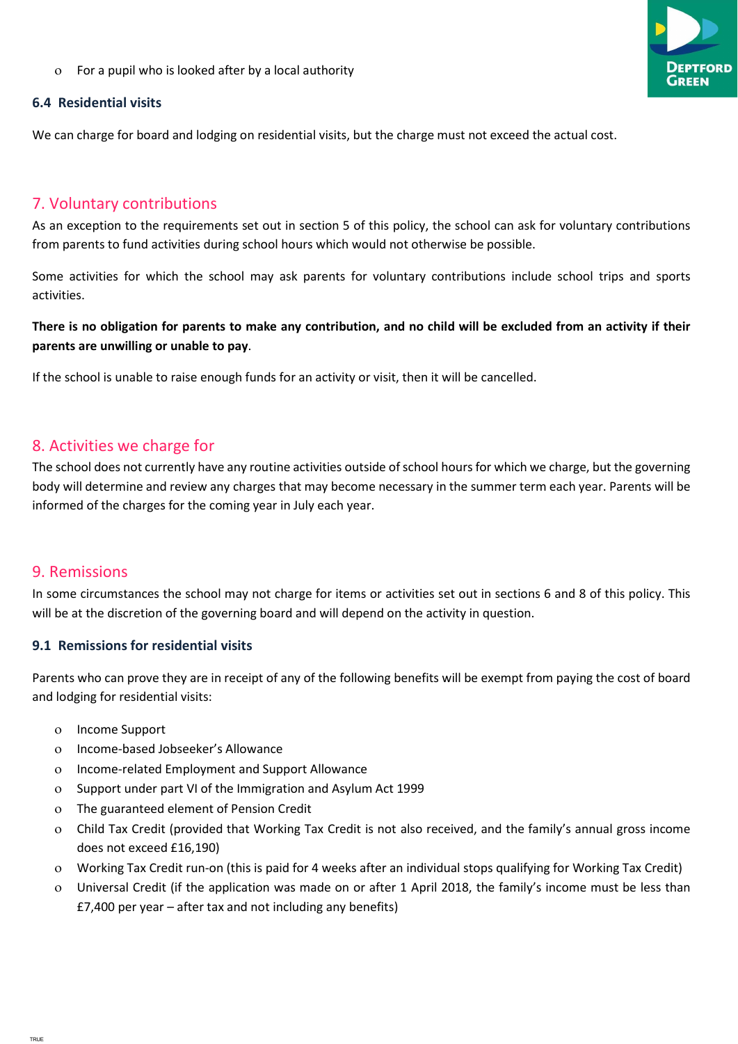- For a pupil who is looked after by a local authority

### 6.4 Residential visits

We can charge for board and lodging on residential visits, but the charge must not exceed the actual cost.

## 7. Voluntary contributions

As an exception to the requirements set out in section 5 of this policy, the school can ask for voluntary contributions from parents to fund activities during school hours which would not otherwise be possible.

Some activities for which the school may ask parents for voluntary contributions include school trips and sports activities.

**There is no obligation for parents to make any contribution, and no child will be excluded from an activity if their parents are unwilling or unable to pay**.

If the school is unable to raise enough funds for an activity or visit, then it will be cancelled.

## 8. Activities we charge for

The school does not currently have any routine activities outside of school hours for which we charge, but the governing body will determine and review any charges that may become necessary in the summer term each year. Parents will be informed of the charges for the coming year in July each year.

## 9. Remissions

In some circumstances the school may not charge for items or activities set out in sections 6 and 8 of this policy. This will be at the discretion of the governing board and will depend on the activity in question.

### 9.1 Remissions for residential visits

Parents who can prove they are in receipt of any of the following benefits will be exempt from paying the cost of board and lodging for residential visits:

- Income Support
- Income-based Jobseeker's Allowance
- Income-related Employment and Support Allowance
- Support under part VI of the Immigration and Asylum Act 1999
- The guaranteed element of Pension Credit
- Child Tax Credit (provided that Working Tax Credit is not also received, and the family's annual gross income does not exceed £16,190)
- Working Tax Credit run-on (this is paid for 4 weeks after an individual stops qualifying for Working Tax Credit)
- Universal Credit (if the application was made on or after 1 April 2018, the family's income must be less than £7,400 per year – after tax and not including any benefits)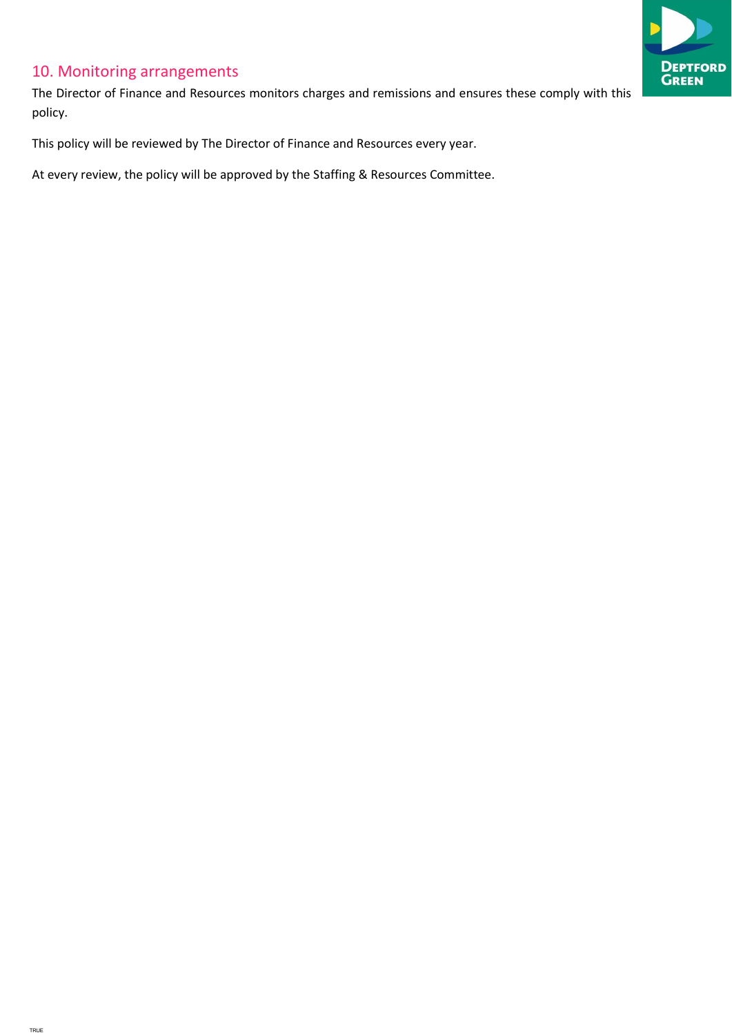## 10. Monitoring arrangements

The Director of Finance and Resources monitors charges and remissions and ensures these comply with this policy.

This policy will be reviewed by The Director of Finance and Resources every year.

At every review, the policy will be approved by the Staffing & Resources Committee.